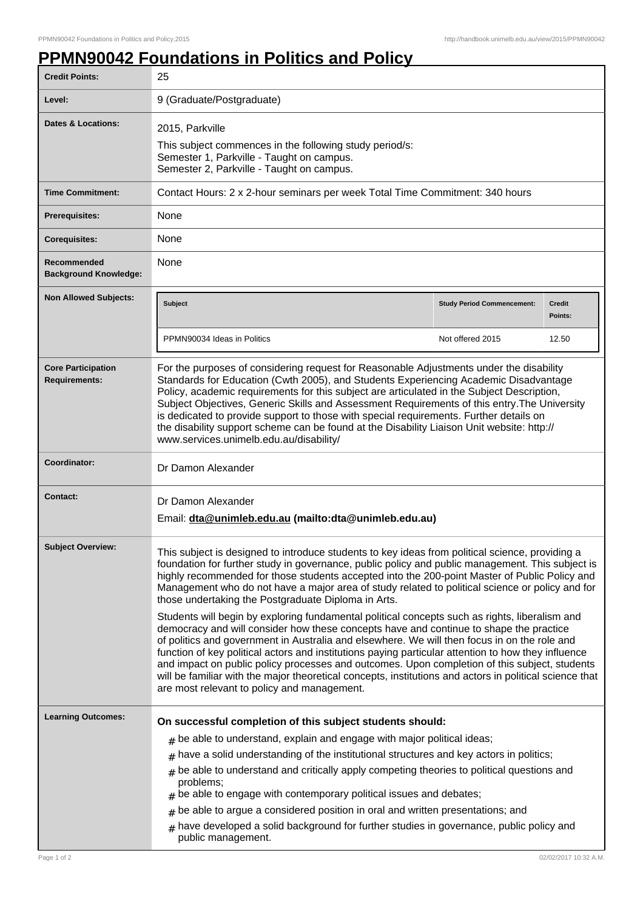# PPMN90042 Foundations in Politics and Policy

| | |
|---|---|
| **Credit Points:** | 25 |
| **Level:** | 9 (Graduate/Postgraduate) |
| **Dates & Locations:** | 2015, Parkville<br>This subject commences in the following study period/s:<br>Semester 1, Parkville - Taught on campus.<br>Semester 2, Parkville - Taught on campus. |
| **Time Commitment:** | Contact Hours: 2 x 2-hour seminars per week Total Time Commitment: 340 hours |
| **Prerequisites:** | None |
| **Corequisites:** | None |
| **Recommended Background Knowledge:** | None |
| **Non Allowed Subjects:** | **Subject** / **Study Period Commencement:** / **Credit Points:**<br>PPMN90034 Ideas in Politics / Not offered 2015 / 12.50 |
| **Core Participation Requirements:** | For the purposes of considering request for Reasonable Adjustments under the disability Standards for Education (Cwth 2005), and Students Experiencing Academic Disadvantage Policy, academic requirements for this subject are articulated in the Subject Description, Subject Objectives, Generic Skills and Assessment Requirements of this entry.The University is dedicated to provide support to those with special requirements. Further details on the disability support scheme can be found at the Disability Liaison Unit website: http://www.services.unimelb.edu.au/disability/ |
| **Coordinator:** | Dr Damon Alexander |
| **Contact:** | Dr Damon Alexander<br>Email: **dta@unimleb.edu.au (mailto:dta@unimleb.edu.au)** |
| **Subject Overview:** | This subject is designed to introduce students to key ideas from political science, providing a foundation for further study in governance, public policy and public management. This subject is highly recommended for those students accepted into the 200-point Master of Public Policy and Management who do not have a major area of study related to political science or policy and for those undertaking the Postgraduate Diploma in Arts.<br><br>Students will begin by exploring fundamental political concepts such as rights, liberalism and democracy and will consider how these concepts have and continue to shape the practice of politics and government in Australia and elsewhere. We will then focus in on the role and function of key political actors and institutions paying particular attention to how they influence and impact on public policy processes and outcomes. Upon completion of this subject, students will be familiar with the major theoretical concepts, institutions and actors in political science that are most relevant to policy and management. |
| **Learning Outcomes:** | **On successful completion of this subject students should:**<br># be able to understand, explain and engage with major political ideas;<br># have a solid understanding of the institutional structures and key actors in politics;<br># be able to understand and critically apply competing theories to political questions and problems;<br># be able to engage with contemporary political issues and debates;<br># be able to argue a considered position in oral and written presentations; and<br># have developed a solid background for further studies in governance, public policy and public management. |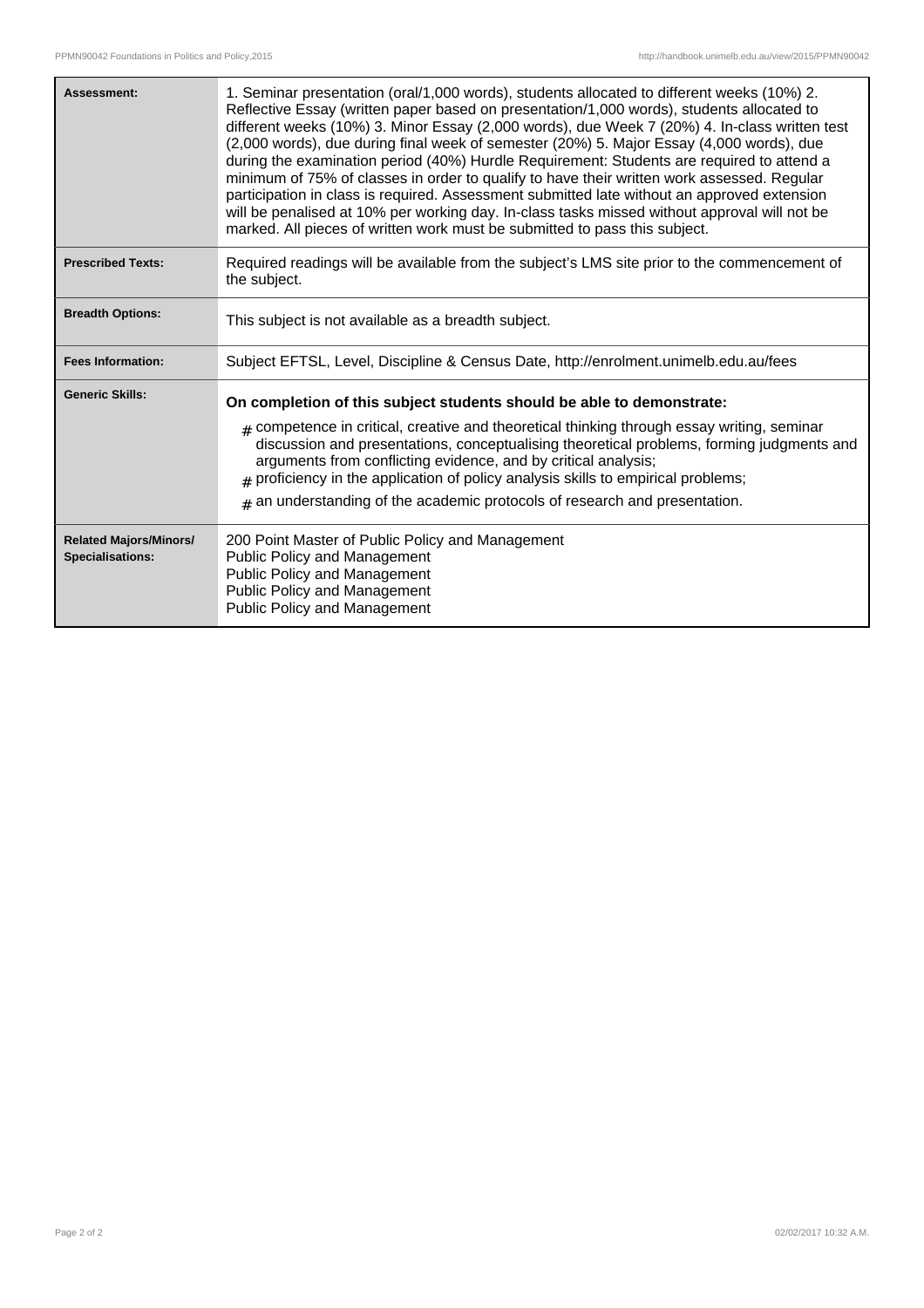| | |
|---|---|
| **Assessment:** | 1. Seminar presentation (oral/1,000 words), students allocated to different weeks (10%) 2. Reflective Essay (written paper based on presentation/1,000 words), students allocated to different weeks (10%) 3. Minor Essay (2,000 words), due Week 7 (20%) 4. In-class written test (2,000 words), due during final week of semester (20%) 5. Major Essay (4,000 words), due during the examination period (40%) Hurdle Requirement: Students are required to attend a minimum of 75% of classes in order to qualify to have their written work assessed. Regular participation in class is required. Assessment submitted late without an approved extension will be penalised at 10% per working day. In-class tasks missed without approval will not be marked. All pieces of written work must be submitted to pass this subject. |
| **Prescribed Texts:** | Required readings will be available from the subject's LMS site prior to the commencement of the subject. |
| **Breadth Options:** | This subject is not available as a breadth subject. |
| **Fees Information:** | Subject EFTSL, Level, Discipline & Census Date, http://enrolment.unimelb.edu.au/fees |
| **Generic Skills:** | **On completion of this subject students should be able to demonstrate:** <br> # competence in critical, creative and theoretical thinking through essay writing, seminar discussion and presentations, conceptualising theoretical problems, forming judgments and arguments from conflicting evidence, and by critical analysis; <br> # proficiency in the application of policy analysis skills to empirical problems; <br> # an understanding of the academic protocols of research and presentation. |
| **Related Majors/Minors/ Specialisations:** | 200 Point Master of Public Policy and Management <br> Public Policy and Management <br> Public Policy and Management <br> Public Policy and Management <br> Public Policy and Management |